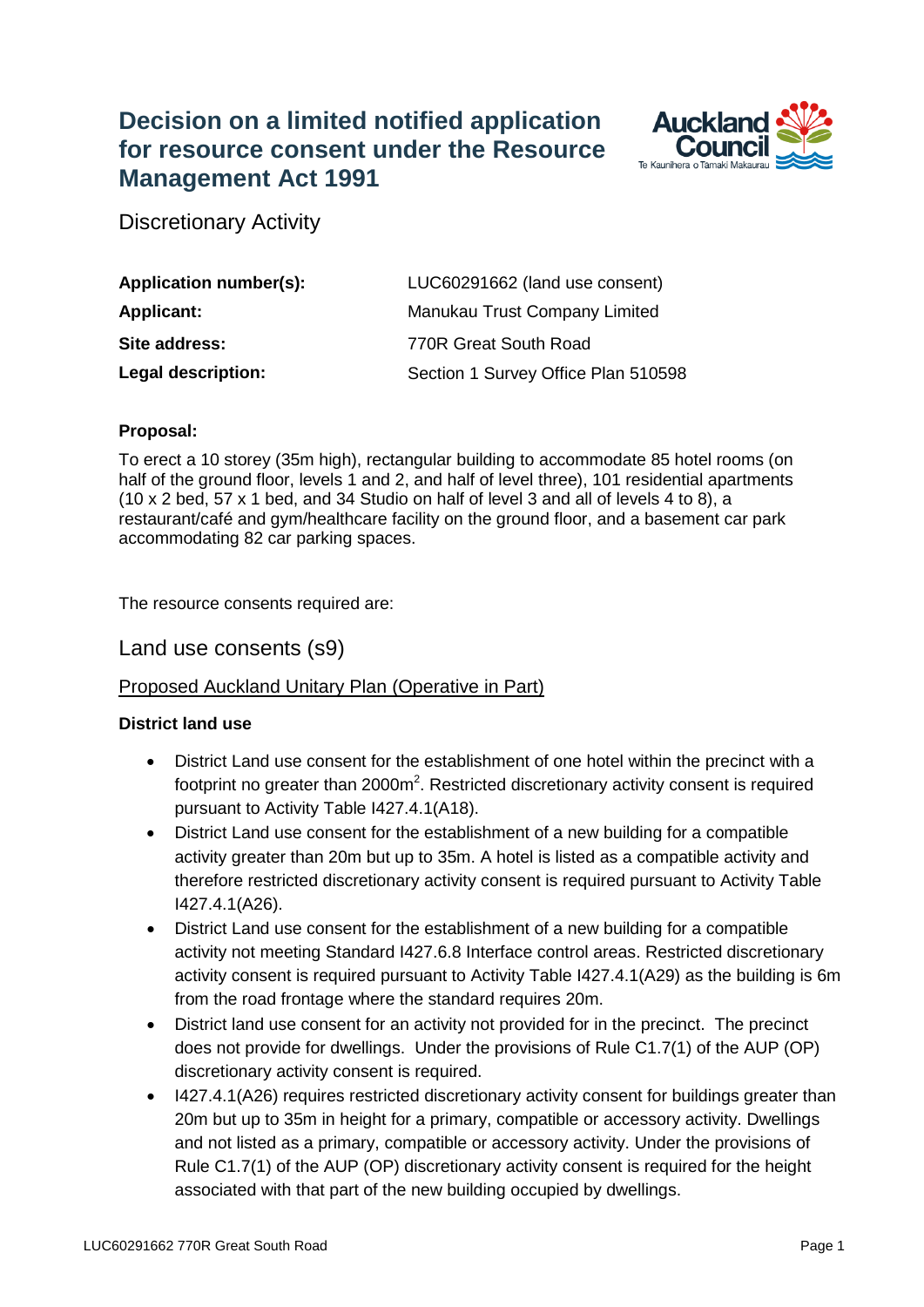# Decision on a limited notified application for resource consent under the Resource Management Act 1991

Discretionary Activity

| | |
|---|---|
| **Application number(s):** | LUC60291662 (land use consent) |
| **Applicant:** | Manukau Trust Company Limited |
| **Site address:** | 770R Great South Road |
| **Legal description:** | Section 1 Survey Office Plan 510598 |

**Proposal:**

To erect a 10 storey (35m high), rectangular building to accommodate 85 hotel rooms (on half of the ground floor, levels 1 and 2, and half of level three), 101 residential apartments (10 x 2 bed, 57 x 1 bed, and 34 Studio on half of level 3 and all of levels 4 to 8), a restaurant/café and gym/healthcare facility on the ground floor, and a basement car park accommodating 82 car parking spaces.

The resource consents required are:

## Land use consents (s9)

Proposed Auckland Unitary Plan (Operative in Part)

**District land use**

- District Land use consent for the establishment of one hotel within the precinct with a footprint no greater than 2000m$^2$. Restricted discretionary activity consent is required pursuant to Activity Table I427.4.1(A18).
- District Land use consent for the establishment of a new building for a compatible activity greater than 20m but up to 35m. A hotel is listed as a compatible activity and therefore restricted discretionary activity consent is required pursuant to Activity Table I427.4.1(A26).
- District Land use consent for the establishment of a new building for a compatible activity not meeting Standard I427.6.8 Interface control areas. Restricted discretionary activity consent is required pursuant to Activity Table I427.4.1(A29) as the building is 6m from the road frontage where the standard requires 20m.
- District land use consent for an activity not provided for in the precinct. The precinct does not provide for dwellings. Under the provisions of Rule C1.7(1) of the AUP (OP) discretionary activity consent is required.
- I427.4.1(A26) requires restricted discretionary activity consent for buildings greater than 20m but up to 35m in height for a primary, compatible or accessory activity. Dwellings and not listed as a primary, compatible or accessory activity. Under the provisions of Rule C1.7(1) of the AUP (OP) discretionary activity consent is required for the height associated with that part of the new building occupied by dwellings.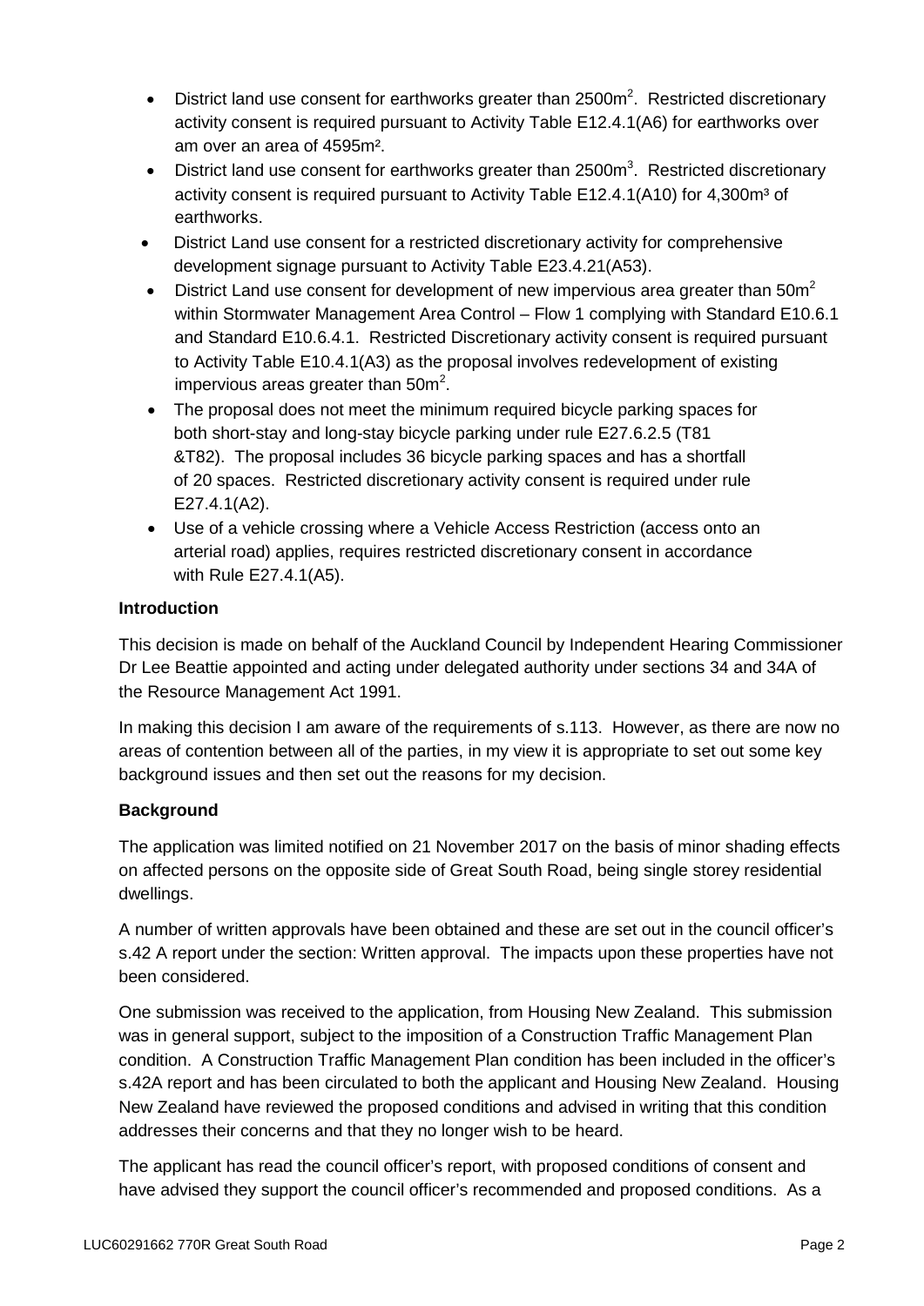- District land use consent for earthworks greater than $2500m^2$. Restricted discretionary activity consent is required pursuant to Activity Table E12.4.1(A6) for earthworks over am over an area of $4595m^2$.
- District land use consent for earthworks greater than $2500m^3$. Restricted discretionary activity consent is required pursuant to Activity Table E12.4.1(A10) for $4{,}300m^3$ of earthworks.
- District Land use consent for a restricted discretionary activity for comprehensive development signage pursuant to Activity Table E23.4.21(A53).
- District Land use consent for development of new impervious area greater than $50m^2$ within Stormwater Management Area Control – Flow 1 complying with Standard E10.6.1 and Standard E10.6.4.1. Restricted Discretionary activity consent is required pursuant to Activity Table E10.4.1(A3) as the proposal involves redevelopment of existing impervious areas greater than $50m^2$.
- The proposal does not meet the minimum required bicycle parking spaces for both short-stay and long-stay bicycle parking under rule E27.6.2.5 (T81 &T82). The proposal includes 36 bicycle parking spaces and has a shortfall of 20 spaces. Restricted discretionary activity consent is required under rule E27.4.1(A2).
- Use of a vehicle crossing where a Vehicle Access Restriction (access onto an arterial road) applies, requires restricted discretionary consent in accordance with Rule E27.4.1(A5).

**Introduction**

This decision is made on behalf of the Auckland Council by Independent Hearing Commissioner Dr Lee Beattie appointed and acting under delegated authority under sections 34 and 34A of the Resource Management Act 1991.

In making this decision I am aware of the requirements of s.113. However, as there are now no areas of contention between all of the parties, in my view it is appropriate to set out some key background issues and then set out the reasons for my decision.

**Background**

The application was limited notified on 21 November 2017 on the basis of minor shading effects on affected persons on the opposite side of Great South Road, being single storey residential dwellings.

A number of written approvals have been obtained and these are set out in the council officer's s.42 A report under the section: Written approval. The impacts upon these properties have not been considered.

One submission was received to the application, from Housing New Zealand. This submission was in general support, subject to the imposition of a Construction Traffic Management Plan condition. A Construction Traffic Management Plan condition has been included in the officer's s.42A report and has been circulated to both the applicant and Housing New Zealand. Housing New Zealand have reviewed the proposed conditions and advised in writing that this condition addresses their concerns and that they no longer wish to be heard.

The applicant has read the council officer's report, with proposed conditions of consent and have advised they support the council officer's recommended and proposed conditions. As a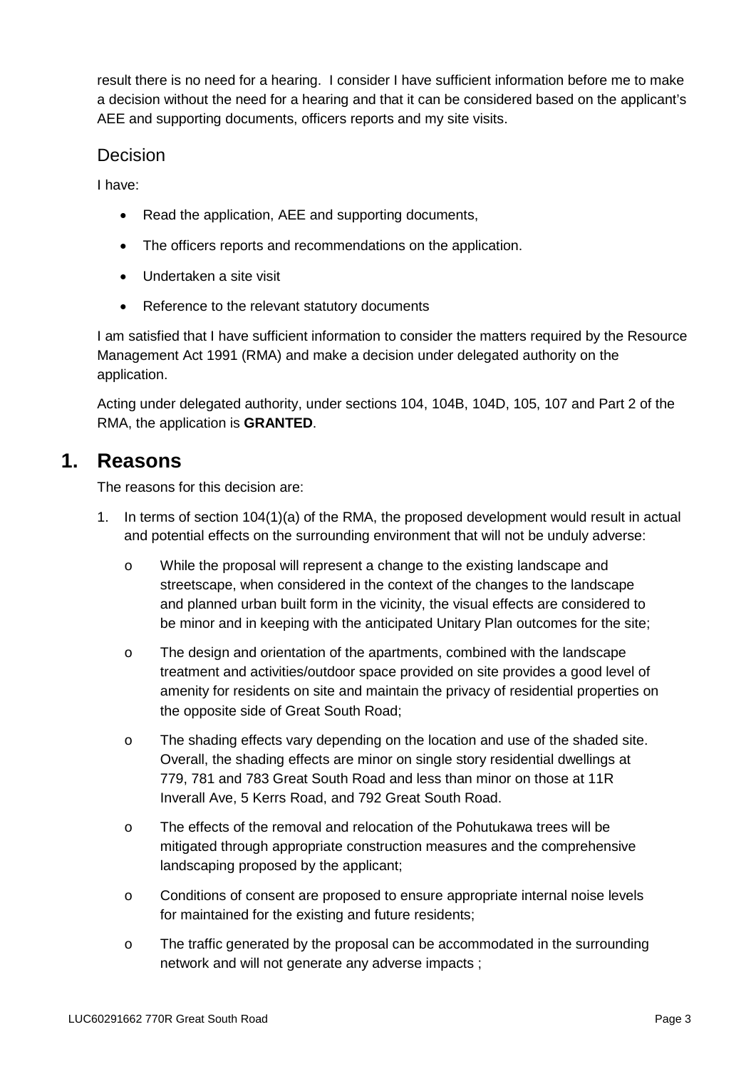result there is no need for a hearing. I consider I have sufficient information before me to make a decision without the need for a hearing and that it can be considered based on the applicant's AEE and supporting documents, officers reports and my site visits.

## Decision

I have:

- Read the application, AEE and supporting documents,
- The officers reports and recommendations on the application.
- Undertaken a site visit
- Reference to the relevant statutory documents

I am satisfied that I have sufficient information to consider the matters required by the Resource Management Act 1991 (RMA) and make a decision under delegated authority on the application.

Acting under delegated authority, under sections 104, 104B, 104D, 105, 107 and Part 2 of the RMA, the application is **GRANTED**.

# 1. Reasons

The reasons for this decision are:

1. In terms of section 104(1)(a) of the RMA, the proposed development would result in actual and potential effects on the surrounding environment that will not be unduly adverse:
   - While the proposal will represent a change to the existing landscape and streetscape, when considered in the context of the changes to the landscape and planned urban built form in the vicinity, the visual effects are considered to be minor and in keeping with the anticipated Unitary Plan outcomes for the site;
   - The design and orientation of the apartments, combined with the landscape treatment and activities/outdoor space provided on site provides a good level of amenity for residents on site and maintain the privacy of residential properties on the opposite side of Great South Road;
   - The shading effects vary depending on the location and use of the shaded site. Overall, the shading effects are minor on single story residential dwellings at 779, 781 and 783 Great South Road and less than minor on those at 11R Inverall Ave, 5 Kerrs Road, and 792 Great South Road.
   - The effects of the removal and relocation of the Pohutukawa trees will be mitigated through appropriate construction measures and the comprehensive landscaping proposed by the applicant;
   - Conditions of consent are proposed to ensure appropriate internal noise levels for maintained for the existing and future residents;
   - The traffic generated by the proposal can be accommodated in the surrounding network and will not generate any adverse impacts ;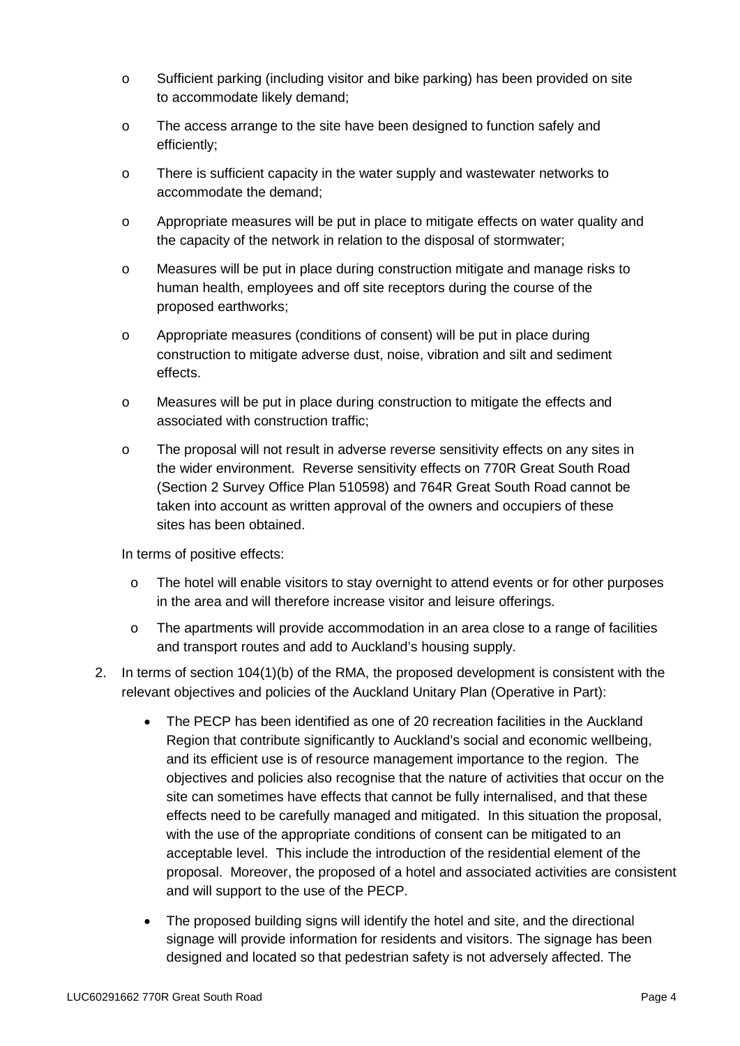- Sufficient parking (including visitor and bike parking) has been provided on site to accommodate likely demand;
- The access arrange to the site have been designed to function safely and efficiently;
- There is sufficient capacity in the water supply and wastewater networks to accommodate the demand;
- Appropriate measures will be put in place to mitigate effects on water quality and the capacity of the network in relation to the disposal of stormwater;
- Measures will be put in place during construction mitigate and manage risks to human health, employees and off site receptors during the course of the proposed earthworks;
- Appropriate measures (conditions of consent) will be put in place during construction to mitigate adverse dust, noise, vibration and silt and sediment effects.
- Measures will be put in place during construction to mitigate the effects and associated with construction traffic;
- The proposal will not result in adverse reverse sensitivity effects on any sites in the wider environment. Reverse sensitivity effects on 770R Great South Road (Section 2 Survey Office Plan 510598) and 764R Great South Road cannot be taken into account as written approval of the owners and occupiers of these sites has been obtained.

In terms of positive effects:

- The hotel will enable visitors to stay overnight to attend events or for other purposes in the area and will therefore increase visitor and leisure offerings.
- The apartments will provide accommodation in an area close to a range of facilities and transport routes and add to Auckland's housing supply.

2. In terms of section 104(1)(b) of the RMA, the proposed development is consistent with the relevant objectives and policies of the Auckland Unitary Plan (Operative in Part):

   - The PECP has been identified as one of 20 recreation facilities in the Auckland Region that contribute significantly to Auckland's social and economic wellbeing, and its efficient use is of resource management importance to the region. The objectives and policies also recognise that the nature of activities that occur on the site can sometimes have effects that cannot be fully internalised, and that these effects need to be carefully managed and mitigated. In this situation the proposal, with the use of the appropriate conditions of consent can be mitigated to an acceptable level. This include the introduction of the residential element of the proposal. Moreover, the proposed of a hotel and associated activities are consistent and will support to the use of the PECP.
   - The proposed building signs will identify the hotel and site, and the directional signage will provide information for residents and visitors. The signage has been designed and located so that pedestrian safety is not adversely affected. The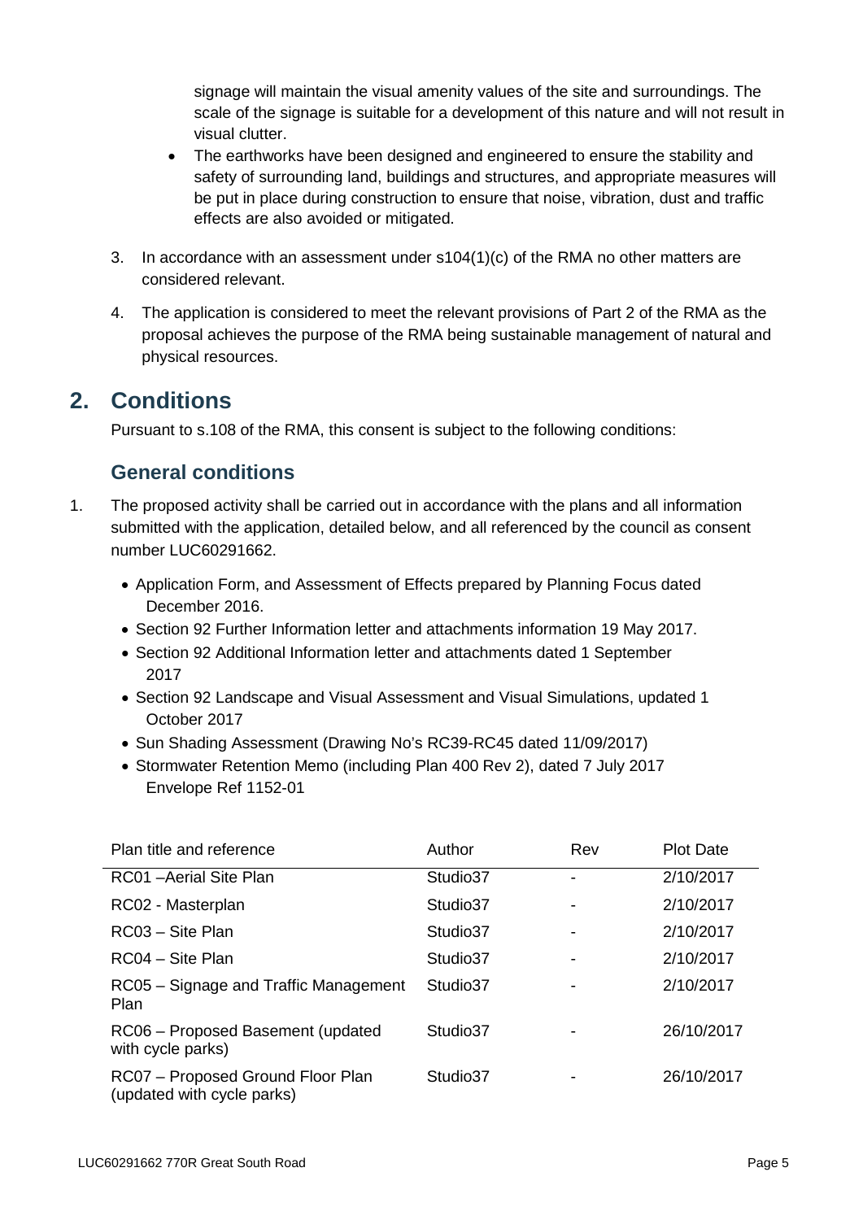signage will maintain the visual amenity values of the site and surroundings. The scale of the signage is suitable for a development of this nature and will not result in visual clutter.

- The earthworks have been designed and engineered to ensure the stability and safety of surrounding land, buildings and structures, and appropriate measures will be put in place during construction to ensure that noise, vibration, dust and traffic effects are also avoided or mitigated.

3. In accordance with an assessment under s104(1)(c) of the RMA no other matters are considered relevant.

4. The application is considered to meet the relevant provisions of Part 2 of the RMA as the proposal achieves the purpose of the RMA being sustainable management of natural and physical resources.

# 2. Conditions

Pursuant to s.108 of the RMA, this consent is subject to the following conditions:

## General conditions

1. The proposed activity shall be carried out in accordance with the plans and all information submitted with the application, detailed below, and all referenced by the council as consent number LUC60291662.

    - Application Form, and Assessment of Effects prepared by Planning Focus dated December 2016.
    - Section 92 Further Information letter and attachments information 19 May 2017.
    - Section 92 Additional Information letter and attachments dated 1 September 2017
    - Section 92 Landscape and Visual Assessment and Visual Simulations, updated 1 October 2017
    - Sun Shading Assessment (Drawing No's RC39-RC45 dated 11/09/2017)
    - Stormwater Retention Memo (including Plan 400 Rev 2), dated 7 July 2017 Envelope Ref 1152-01

| Plan title and reference | Author | Rev | Plot Date |
|---|---|---|---|
| RC01 –Aerial Site Plan | Studio37 | - | 2/10/2017 |
| RC02 - Masterplan | Studio37 | - | 2/10/2017 |
| RC03 – Site Plan | Studio37 | - | 2/10/2017 |
| RC04 – Site Plan | Studio37 | - | 2/10/2017 |
| RC05 – Signage and Traffic Management Plan | Studio37 | - | 2/10/2017 |
| RC06 – Proposed Basement (updated with cycle parks) | Studio37 | - | 26/10/2017 |
| RC07 – Proposed Ground Floor Plan (updated with cycle parks) | Studio37 | - | 26/10/2017 |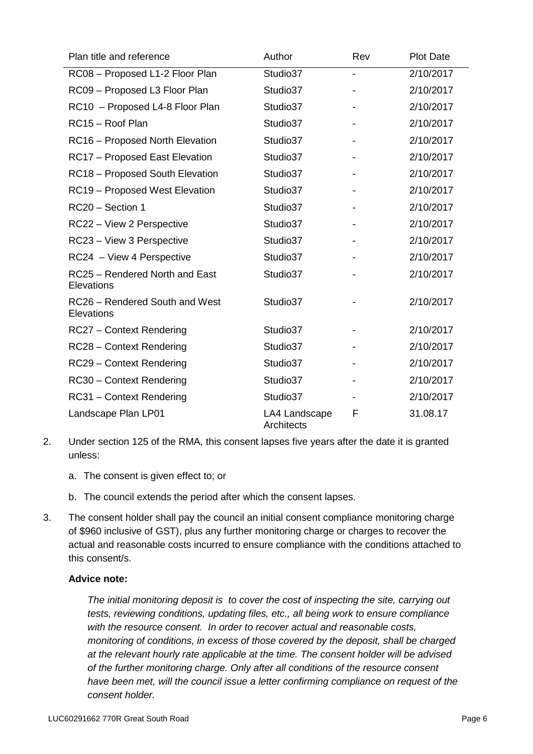| Plan title and reference | Author | Rev | Plot Date |
|---|---|---|---|
| RC08 – Proposed L1-2 Floor Plan | Studio37 | - | 2/10/2017 |
| RC09 – Proposed L3 Floor Plan | Studio37 | - | 2/10/2017 |
| RC10 – Proposed L4-8 Floor Plan | Studio37 | - | 2/10/2017 |
| RC15 – Roof Plan | Studio37 | - | 2/10/2017 |
| RC16 – Proposed North Elevation | Studio37 | - | 2/10/2017 |
| RC17 – Proposed East Elevation | Studio37 | - | 2/10/2017 |
| RC18 – Proposed South Elevation | Studio37 | - | 2/10/2017 |
| RC19 – Proposed West Elevation | Studio37 | - | 2/10/2017 |
| RC20 – Section 1 | Studio37 | - | 2/10/2017 |
| RC22 – View 2 Perspective | Studio37 | - | 2/10/2017 |
| RC23 – View 3 Perspective | Studio37 | - | 2/10/2017 |
| RC24 – View 4 Perspective | Studio37 | - | 2/10/2017 |
| RC25 – Rendered North and East Elevations | Studio37 | - | 2/10/2017 |
| RC26 – Rendered South and West Elevations | Studio37 | - | 2/10/2017 |
| RC27 – Context Rendering | Studio37 | - | 2/10/2017 |
| RC28 – Context Rendering | Studio37 | - | 2/10/2017 |
| RC29 – Context Rendering | Studio37 | - | 2/10/2017 |
| RC30 – Context Rendering | Studio37 | - | 2/10/2017 |
| RC31 – Context Rendering | Studio37 | - | 2/10/2017 |
| Landscape Plan LP01 | LA4 Landscape Architects | F | 31.08.17 |

2. Under section 125 of the RMA, this consent lapses five years after the date it is granted unless:

   a. The consent is given effect to; or

   b. The council extends the period after which the consent lapses.

3. The consent holder shall pay the council an initial consent compliance monitoring charge of $960 inclusive of GST), plus any further monitoring charge or charges to recover the actual and reasonable costs incurred to ensure compliance with the conditions attached to this consent/s.

   **Advice note:**

   *The initial monitoring deposit is to cover the cost of inspecting the site, carrying out tests, reviewing conditions, updating files, etc., all being work to ensure compliance with the resource consent. In order to recover actual and reasonable costs, monitoring of conditions, in excess of those covered by the deposit, shall be charged at the relevant hourly rate applicable at the time. The consent holder will be advised of the further monitoring charge. Only after all conditions of the resource consent have been met, will the council issue a letter confirming compliance on request of the consent holder.*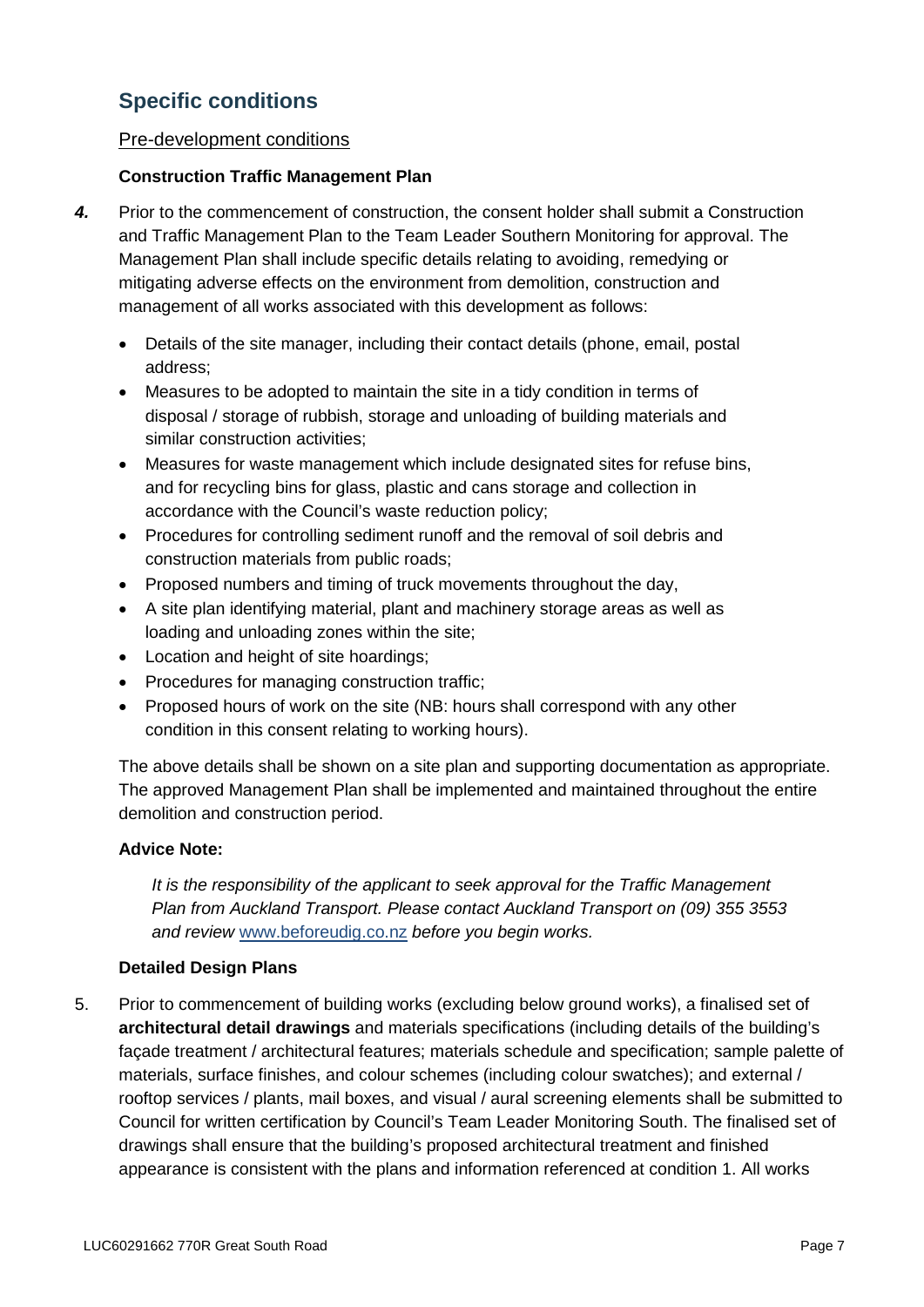## Specific conditions

Pre-development conditions

### Construction Traffic Management Plan

***4.*** Prior to the commencement of construction, the consent holder shall submit a Construction and Traffic Management Plan to the Team Leader Southern Monitoring for approval. The Management Plan shall include specific details relating to avoiding, remedying or mitigating adverse effects on the environment from demolition, construction and management of all works associated with this development as follows:

- Details of the site manager, including their contact details (phone, email, postal address;
- Measures to be adopted to maintain the site in a tidy condition in terms of disposal / storage of rubbish, storage and unloading of building materials and similar construction activities;
- Measures for waste management which include designated sites for refuse bins, and for recycling bins for glass, plastic and cans storage and collection in accordance with the Council's waste reduction policy;
- Procedures for controlling sediment runoff and the removal of soil debris and construction materials from public roads;
- Proposed numbers and timing of truck movements throughout the day,
- A site plan identifying material, plant and machinery storage areas as well as loading and unloading zones within the site;
- Location and height of site hoardings;
- Procedures for managing construction traffic;
- Proposed hours of work on the site (NB: hours shall correspond with any other condition in this consent relating to working hours).

The above details shall be shown on a site plan and supporting documentation as appropriate. The approved Management Plan shall be implemented and maintained throughout the entire demolition and construction period.

**Advice Note:**

*It is the responsibility of the applicant to seek approval for the Traffic Management Plan from Auckland Transport. Please contact Auckland Transport on (09) 355 3553 and review* www.beforeudig.co.nz *before you begin works.*

### Detailed Design Plans

5. Prior to commencement of building works (excluding below ground works), a finalised set of **architectural detail drawings** and materials specifications (including details of the building's façade treatment / architectural features; materials schedule and specification; sample palette of materials, surface finishes, and colour schemes (including colour swatches); and external / rooftop services / plants, mail boxes, and visual / aural screening elements shall be submitted to Council for written certification by Council's Team Leader Monitoring South. The finalised set of drawings shall ensure that the building's proposed architectural treatment and finished appearance is consistent with the plans and information referenced at condition 1. All works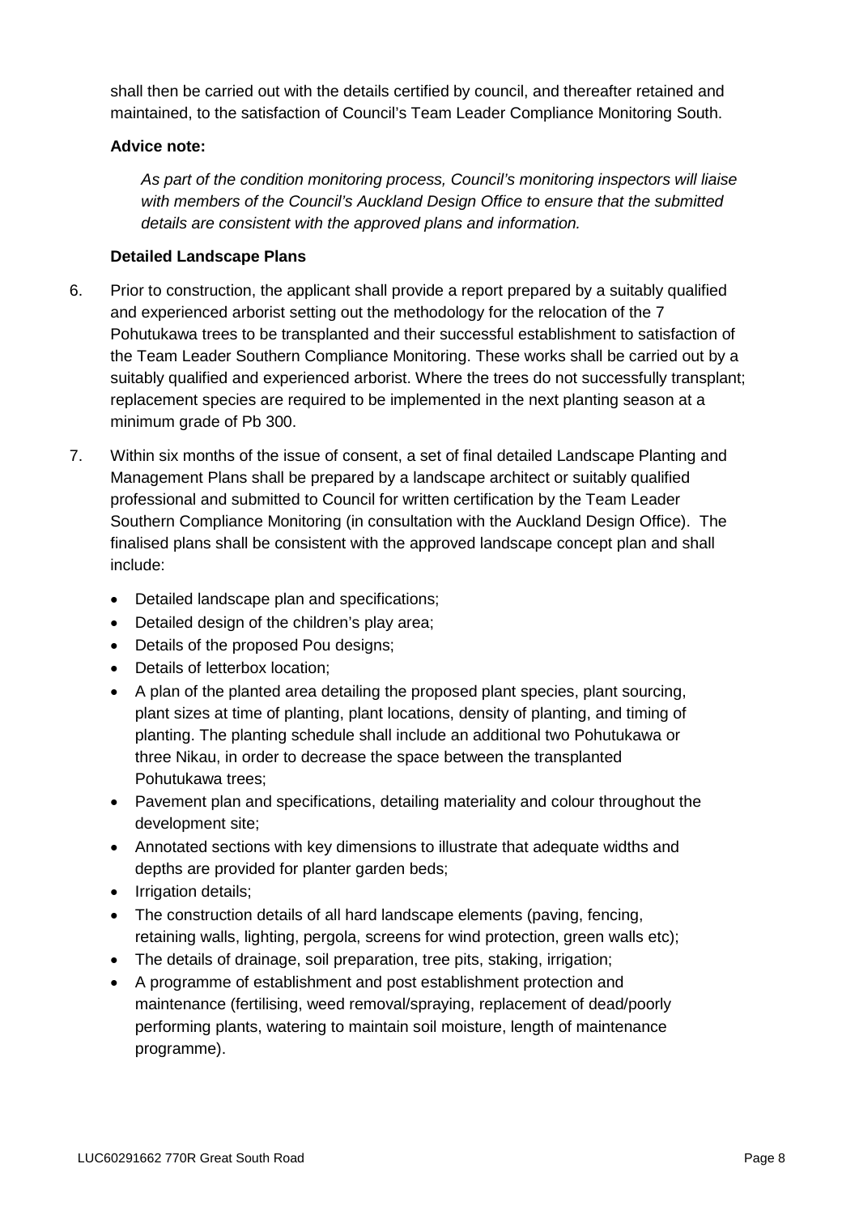shall then be carried out with the details certified by council, and thereafter retained and maintained, to the satisfaction of Council's Team Leader Compliance Monitoring South.

**Advice note:**

*As part of the condition monitoring process, Council's monitoring inspectors will liaise with members of the Council's Auckland Design Office to ensure that the submitted details are consistent with the approved plans and information.*

**Detailed Landscape Plans**

6. Prior to construction, the applicant shall provide a report prepared by a suitably qualified and experienced arborist setting out the methodology for the relocation of the 7 Pohutukawa trees to be transplanted and their successful establishment to satisfaction of the Team Leader Southern Compliance Monitoring. These works shall be carried out by a suitably qualified and experienced arborist. Where the trees do not successfully transplant; replacement species are required to be implemented in the next planting season at a minimum grade of Pb 300.

7. Within six months of the issue of consent, a set of final detailed Landscape Planting and Management Plans shall be prepared by a landscape architect or suitably qualified professional and submitted to Council for written certification by the Team Leader Southern Compliance Monitoring (in consultation with the Auckland Design Office). The finalised plans shall be consistent with the approved landscape concept plan and shall include:

   - Detailed landscape plan and specifications;
   - Detailed design of the children's play area;
   - Details of the proposed Pou designs;
   - Details of letterbox location;
   - A plan of the planted area detailing the proposed plant species, plant sourcing, plant sizes at time of planting, plant locations, density of planting, and timing of planting. The planting schedule shall include an additional two Pohutukawa or three Nikau, in order to decrease the space between the transplanted Pohutukawa trees;
   - Pavement plan and specifications, detailing materiality and colour throughout the development site;
   - Annotated sections with key dimensions to illustrate that adequate widths and depths are provided for planter garden beds;
   - Irrigation details;
   - The construction details of all hard landscape elements (paving, fencing, retaining walls, lighting, pergola, screens for wind protection, green walls etc);
   - The details of drainage, soil preparation, tree pits, staking, irrigation;
   - A programme of establishment and post establishment protection and maintenance (fertilising, weed removal/spraying, replacement of dead/poorly performing plants, watering to maintain soil moisture, length of maintenance programme).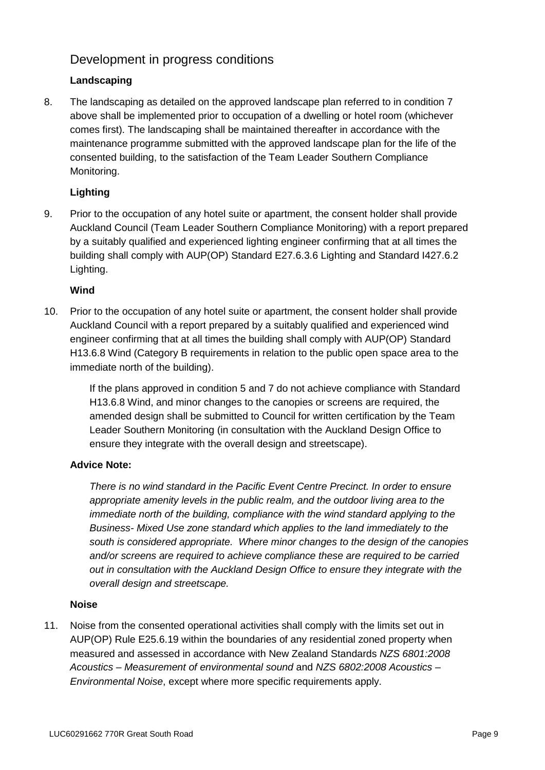## Development in progress conditions

### Landscaping

8. The landscaping as detailed on the approved landscape plan referred to in condition 7 above shall be implemented prior to occupation of a dwelling or hotel room (whichever comes first). The landscaping shall be maintained thereafter in accordance with the maintenance programme submitted with the approved landscape plan for the life of the consented building, to the satisfaction of the Team Leader Southern Compliance Monitoring.

### Lighting

9. Prior to the occupation of any hotel suite or apartment, the consent holder shall provide Auckland Council (Team Leader Southern Compliance Monitoring) with a report prepared by a suitably qualified and experienced lighting engineer confirming that at all times the building shall comply with AUP(OP) Standard E27.6.3.6 Lighting and Standard I427.6.2 Lighting.

### Wind

10. Prior to the occupation of any hotel suite or apartment, the consent holder shall provide Auckland Council with a report prepared by a suitably qualified and experienced wind engineer confirming that at all times the building shall comply with AUP(OP) Standard H13.6.8 Wind (Category B requirements in relation to the public open space area to the immediate north of the building).

    If the plans approved in condition 5 and 7 do not achieve compliance with Standard H13.6.8 Wind, and minor changes to the canopies or screens are required, the amended design shall be submitted to Council for written certification by the Team Leader Southern Monitoring (in consultation with the Auckland Design Office to ensure they integrate with the overall design and streetscape).

**Advice Note:**

*There is no wind standard in the Pacific Event Centre Precinct. In order to ensure appropriate amenity levels in the public realm, and the outdoor living area to the immediate north of the building, compliance with the wind standard applying to the Business- Mixed Use zone standard which applies to the land immediately to the south is considered appropriate. Where minor changes to the design of the canopies and/or screens are required to achieve compliance these are required to be carried out in consultation with the Auckland Design Office to ensure they integrate with the overall design and streetscape.*

### Noise

11. Noise from the consented operational activities shall comply with the limits set out in AUP(OP) Rule E25.6.19 within the boundaries of any residential zoned property when measured and assessed in accordance with New Zealand Standards *NZS 6801:2008 Acoustics – Measurement of environmental sound* and *NZS 6802:2008 Acoustics – Environmental Noise*, except where more specific requirements apply.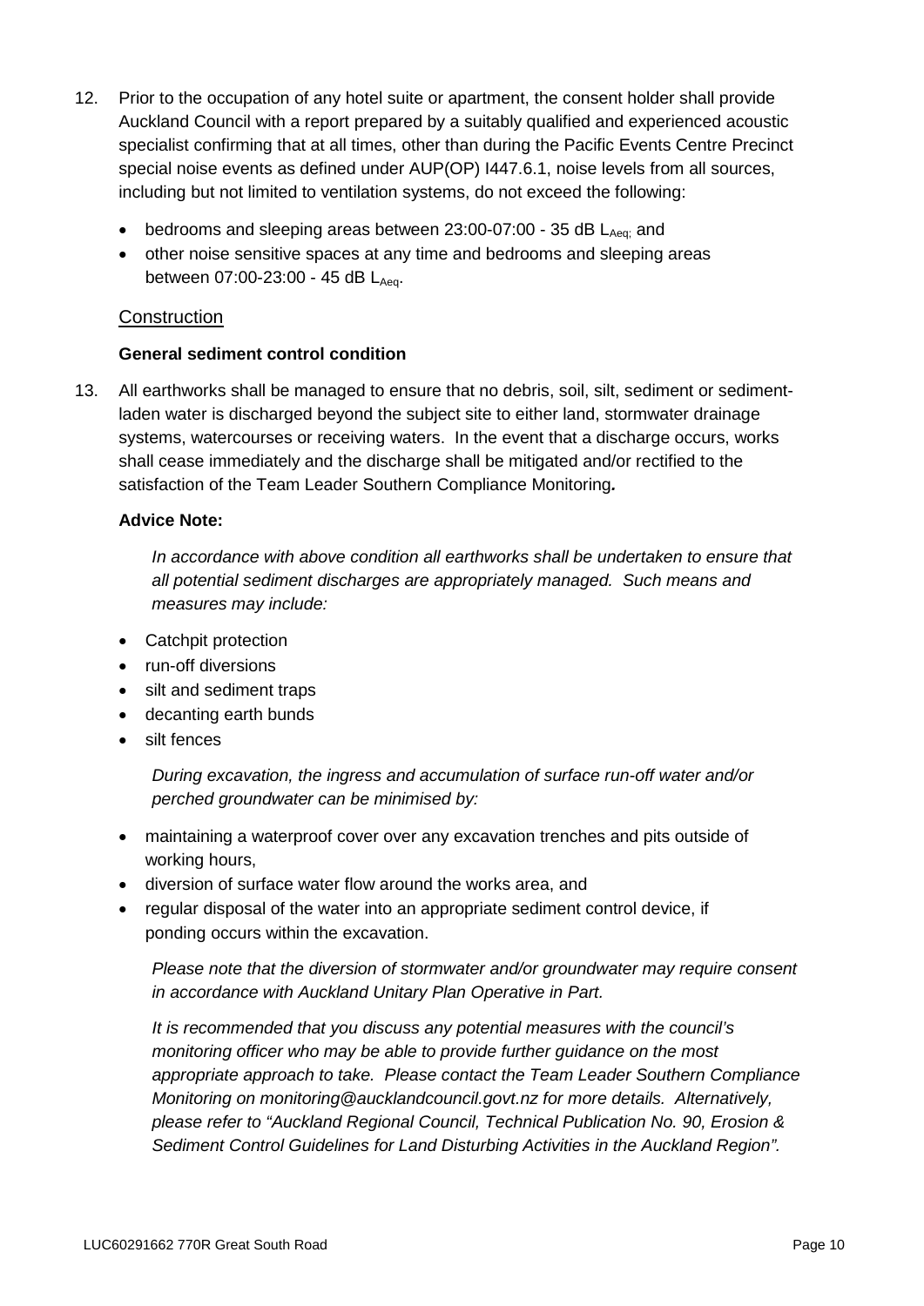12. Prior to the occupation of any hotel suite or apartment, the consent holder shall provide Auckland Council with a report prepared by a suitably qualified and experienced acoustic specialist confirming that at all times, other than during the Pacific Events Centre Precinct special noise events as defined under AUP(OP) I447.6.1, noise levels from all sources, including but not limited to ventilation systems, do not exceed the following:

    - bedrooms and sleeping areas between 23:00-07:00 - 35 dB $L_{Aeq}$; and
    - other noise sensitive spaces at any time and bedrooms and sleeping areas between 07:00-23:00 - 45 dB $L_{Aeq}$.

## Construction

### General sediment control condition

13. All earthworks shall be managed to ensure that no debris, soil, silt, sediment or sediment-laden water is discharged beyond the subject site to either land, stormwater drainage systems, watercourses or receiving waters. In the event that a discharge occurs, works shall cease immediately and the discharge shall be mitigated and/or rectified to the satisfaction of the Team Leader Southern Compliance Monitoring***.***

**Advice Note:**

*In accordance with above condition all earthworks shall be undertaken to ensure that all potential sediment discharges are appropriately managed. Such means and measures may include:*

- Catchpit protection
- run-off diversions
- silt and sediment traps
- decanting earth bunds
- silt fences

*During excavation, the ingress and accumulation of surface run-off water and/or perched groundwater can be minimised by:*

- maintaining a waterproof cover over any excavation trenches and pits outside of working hours,
- diversion of surface water flow around the works area, and
- regular disposal of the water into an appropriate sediment control device, if ponding occurs within the excavation.

*Please note that the diversion of stormwater and/or groundwater may require consent in accordance with Auckland Unitary Plan Operative in Part.*

*It is recommended that you discuss any potential measures with the council's monitoring officer who may be able to provide further guidance on the most appropriate approach to take. Please contact the Team Leader Southern Compliance Monitoring on monitoring@aucklandcouncil.govt.nz for more details. Alternatively, please refer to "Auckland Regional Council, Technical Publication No. 90, Erosion & Sediment Control Guidelines for Land Disturbing Activities in the Auckland Region".*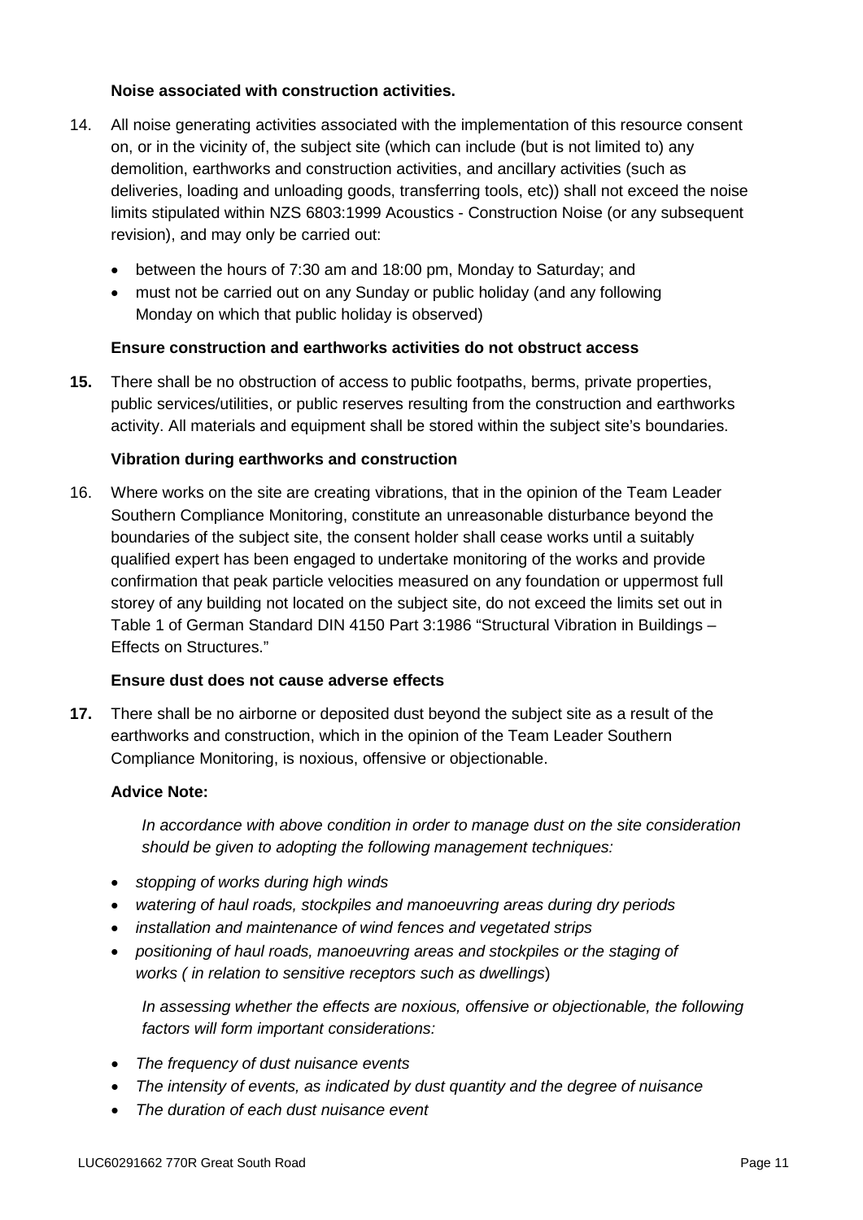**Noise associated with construction activities.**

14. All noise generating activities associated with the implementation of this resource consent on, or in the vicinity of, the subject site (which can include (but is not limited to) any demolition, earthworks and construction activities, and ancillary activities (such as deliveries, loading and unloading goods, transferring tools, etc)) shall not exceed the noise limits stipulated within NZS 6803:1999 Acoustics - Construction Noise (or any subsequent revision), and may only be carried out:

    - between the hours of 7:30 am and 18:00 pm, Monday to Saturday; and
    - must not be carried out on any Sunday or public holiday (and any following Monday on which that public holiday is observed)

**Ensure construction and earthworks activities do not obstruct access**

**15.** There shall be no obstruction of access to public footpaths, berms, private properties, public services/utilities, or public reserves resulting from the construction and earthworks activity. All materials and equipment shall be stored within the subject site's boundaries.

**Vibration during earthworks and construction**

16. Where works on the site are creating vibrations, that in the opinion of the Team Leader Southern Compliance Monitoring, constitute an unreasonable disturbance beyond the boundaries of the subject site, the consent holder shall cease works until a suitably qualified expert has been engaged to undertake monitoring of the works and provide confirmation that peak particle velocities measured on any foundation or uppermost full storey of any building not located on the subject site, do not exceed the limits set out in Table 1 of German Standard DIN 4150 Part 3:1986 "Structural Vibration in Buildings – Effects on Structures."

**Ensure dust does not cause adverse effects**

**17.** There shall be no airborne or deposited dust beyond the subject site as a result of the earthworks and construction, which in the opinion of the Team Leader Southern Compliance Monitoring, is noxious, offensive or objectionable.

**Advice Note:**

*In accordance with above condition in order to manage dust on the site consideration should be given to adopting the following management techniques:*

- *stopping of works during high winds*
- *watering of haul roads, stockpiles and manoeuvring areas during dry periods*
- *installation and maintenance of wind fences and vegetated strips*
- *positioning of haul roads, manoeuvring areas and stockpiles or the staging of works ( in relation to sensitive receptors such as dwellings*)

*In assessing whether the effects are noxious, offensive or objectionable, the following factors will form important considerations:*

- *The frequency of dust nuisance events*
- *The intensity of events, as indicated by dust quantity and the degree of nuisance*
- *The duration of each dust nuisance event*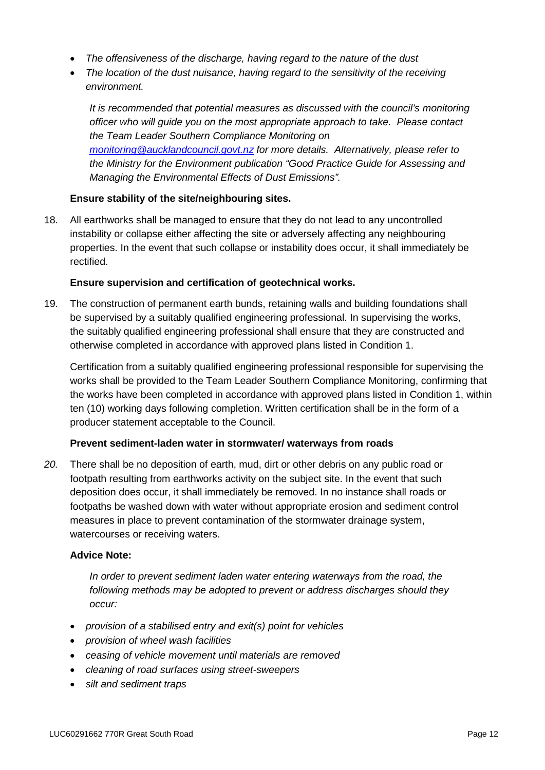- *The offensiveness of the discharge, having regard to the nature of the dust*
- *The location of the dust nuisance, having regard to the sensitivity of the receiving environment.*

*It is recommended that potential measures as discussed with the council's monitoring officer who will guide you on the most appropriate approach to take. Please contact the Team Leader Southern Compliance Monitoring on [monitoring@aucklandcouncil.govt.nz](mailto:monitoring@aucklandcouncil.govt.nz) for more details. Alternatively, please refer to the Ministry for the Environment publication "Good Practice Guide for Assessing and Managing the Environmental Effects of Dust Emissions".*

**Ensure stability of the site/neighbouring sites.**

18. All earthworks shall be managed to ensure that they do not lead to any uncontrolled instability or collapse either affecting the site or adversely affecting any neighbouring properties. In the event that such collapse or instability does occur, it shall immediately be rectified.

**Ensure supervision and certification of geotechnical works.**

19. The construction of permanent earth bunds, retaining walls and building foundations shall be supervised by a suitably qualified engineering professional. In supervising the works, the suitably qualified engineering professional shall ensure that they are constructed and otherwise completed in accordance with approved plans listed in Condition 1.

    Certification from a suitably qualified engineering professional responsible for supervising the works shall be provided to the Team Leader Southern Compliance Monitoring, confirming that the works have been completed in accordance with approved plans listed in Condition 1, within ten (10) working days following completion. Written certification shall be in the form of a producer statement acceptable to the Council.

**Prevent sediment-laden water in stormwater/ waterways from roads**

*20.* There shall be no deposition of earth, mud, dirt or other debris on any public road or footpath resulting from earthworks activity on the subject site. In the event that such deposition does occur, it shall immediately be removed. In no instance shall roads or footpaths be washed down with water without appropriate erosion and sediment control measures in place to prevent contamination of the stormwater drainage system, watercourses or receiving waters.

**Advice Note:**

*In order to prevent sediment laden water entering waterways from the road, the following methods may be adopted to prevent or address discharges should they occur:*

- *provision of a stabilised entry and exit(s) point for vehicles*
- *provision of wheel wash facilities*
- *ceasing of vehicle movement until materials are removed*
- *cleaning of road surfaces using street-sweepers*
- *silt and sediment traps*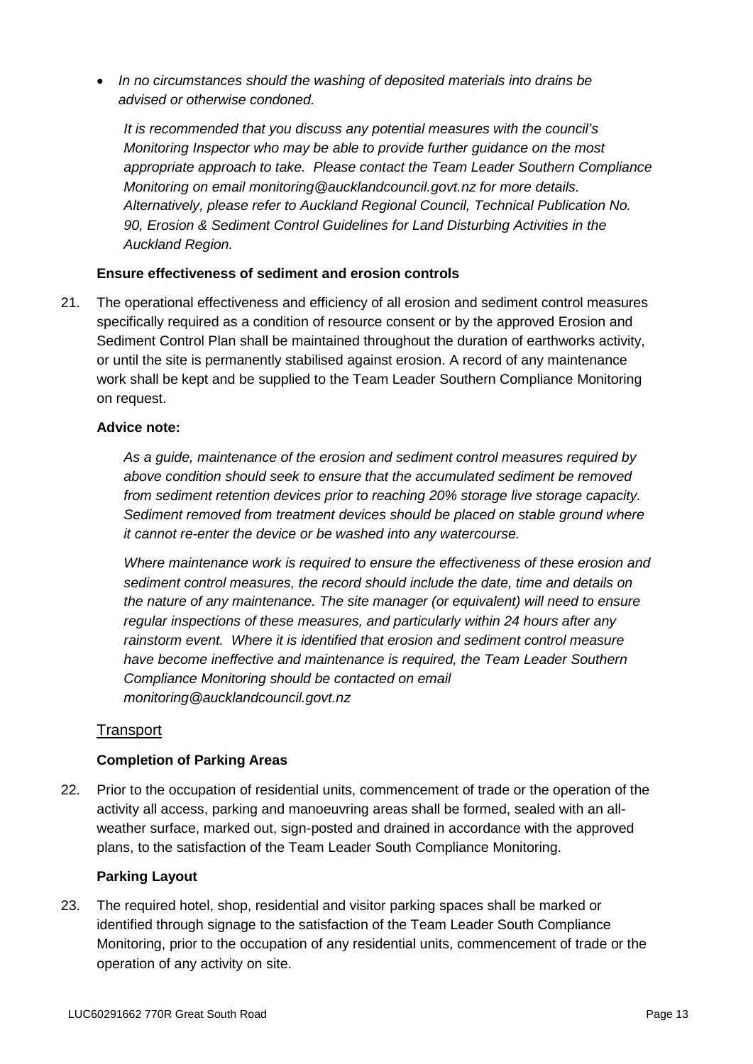- *In no circumstances should the washing of deposited materials into drains be advised or otherwise condoned.*

  *It is recommended that you discuss any potential measures with the council's Monitoring Inspector who may be able to provide further guidance on the most appropriate approach to take. Please contact the Team Leader Southern Compliance Monitoring on email monitoring@aucklandcouncil.govt.nz for more details. Alternatively, please refer to Auckland Regional Council, Technical Publication No. 90, Erosion & Sediment Control Guidelines for Land Disturbing Activities in the Auckland Region.*

**Ensure effectiveness of sediment and erosion controls**

21. The operational effectiveness and efficiency of all erosion and sediment control measures specifically required as a condition of resource consent or by the approved Erosion and Sediment Control Plan shall be maintained throughout the duration of earthworks activity, or until the site is permanently stabilised against erosion. A record of any maintenance work shall be kept and be supplied to the Team Leader Southern Compliance Monitoring on request.

**Advice note:**

*As a guide, maintenance of the erosion and sediment control measures required by above condition should seek to ensure that the accumulated sediment be removed from sediment retention devices prior to reaching 20% storage live storage capacity. Sediment removed from treatment devices should be placed on stable ground where it cannot re-enter the device or be washed into any watercourse.*

*Where maintenance work is required to ensure the effectiveness of these erosion and sediment control measures, the record should include the date, time and details on the nature of any maintenance. The site manager (or equivalent) will need to ensure regular inspections of these measures, and particularly within 24 hours after any rainstorm event. Where it is identified that erosion and sediment control measure have become ineffective and maintenance is required, the Team Leader Southern Compliance Monitoring should be contacted on email monitoring@aucklandcouncil.govt.nz*

## Transport

**Completion of Parking Areas**

22. Prior to the occupation of residential units, commencement of trade or the operation of the activity all access, parking and manoeuvring areas shall be formed, sealed with an all-weather surface, marked out, sign-posted and drained in accordance with the approved plans, to the satisfaction of the Team Leader South Compliance Monitoring.

**Parking Layout**

23. The required hotel, shop, residential and visitor parking spaces shall be marked or identified through signage to the satisfaction of the Team Leader South Compliance Monitoring, prior to the occupation of any residential units, commencement of trade or the operation of any activity on site.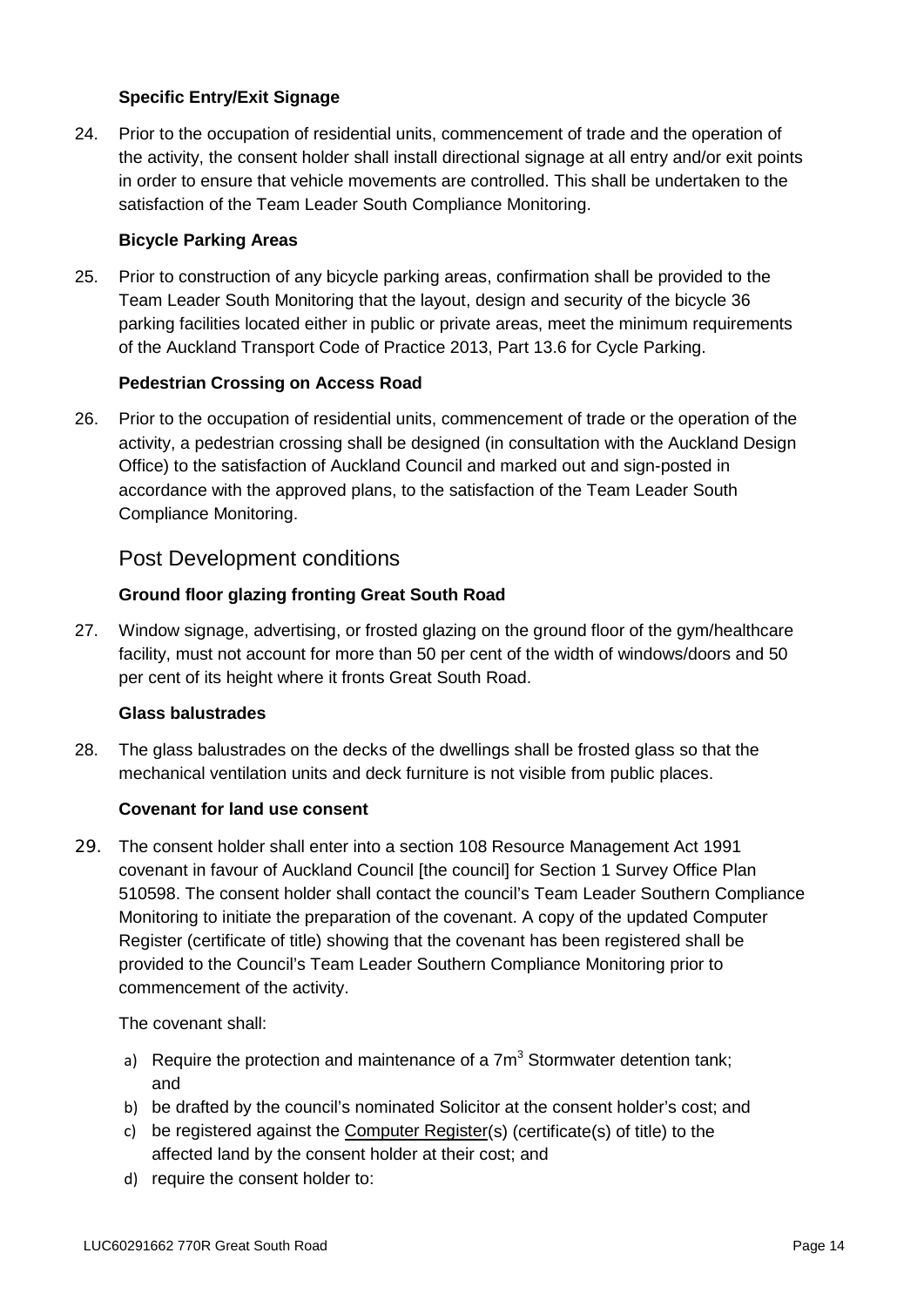**Specific Entry/Exit Signage**

24. Prior to the occupation of residential units, commencement of trade and the operation of the activity, the consent holder shall install directional signage at all entry and/or exit points in order to ensure that vehicle movements are controlled. This shall be undertaken to the satisfaction of the Team Leader South Compliance Monitoring.

**Bicycle Parking Areas**

25. Prior to construction of any bicycle parking areas, confirmation shall be provided to the Team Leader South Monitoring that the layout, design and security of the bicycle 36 parking facilities located either in public or private areas, meet the minimum requirements of the Auckland Transport Code of Practice 2013, Part 13.6 for Cycle Parking.

**Pedestrian Crossing on Access Road**

26. Prior to the occupation of residential units, commencement of trade or the operation of the activity, a pedestrian crossing shall be designed (in consultation with the Auckland Design Office) to the satisfaction of Auckland Council and marked out and sign-posted in accordance with the approved plans, to the satisfaction of the Team Leader South Compliance Monitoring.

## Post Development conditions

**Ground floor glazing fronting Great South Road**

27. Window signage, advertising, or frosted glazing on the ground floor of the gym/healthcare facility, must not account for more than 50 per cent of the width of windows/doors and 50 per cent of its height where it fronts Great South Road.

**Glass balustrades**

28. The glass balustrades on the decks of the dwellings shall be frosted glass so that the mechanical ventilation units and deck furniture is not visible from public places.

**Covenant for land use consent**

29. The consent holder shall enter into a section 108 Resource Management Act 1991 covenant in favour of Auckland Council [the council] for Section 1 Survey Office Plan 510598. The consent holder shall contact the council's Team Leader Southern Compliance Monitoring to initiate the preparation of the covenant. A copy of the updated Computer Register (certificate of title) showing that the covenant has been registered shall be provided to the Council's Team Leader Southern Compliance Monitoring prior to commencement of the activity.

    The covenant shall:

    a) Require the protection and maintenance of a $7m^3$ Stormwater detention tank; and
    b) be drafted by the council's nominated Solicitor at the consent holder's cost; and
    c) be registered against the Computer Register(s) (certificate(s) of title) to the affected land by the consent holder at their cost; and
    d) require the consent holder to: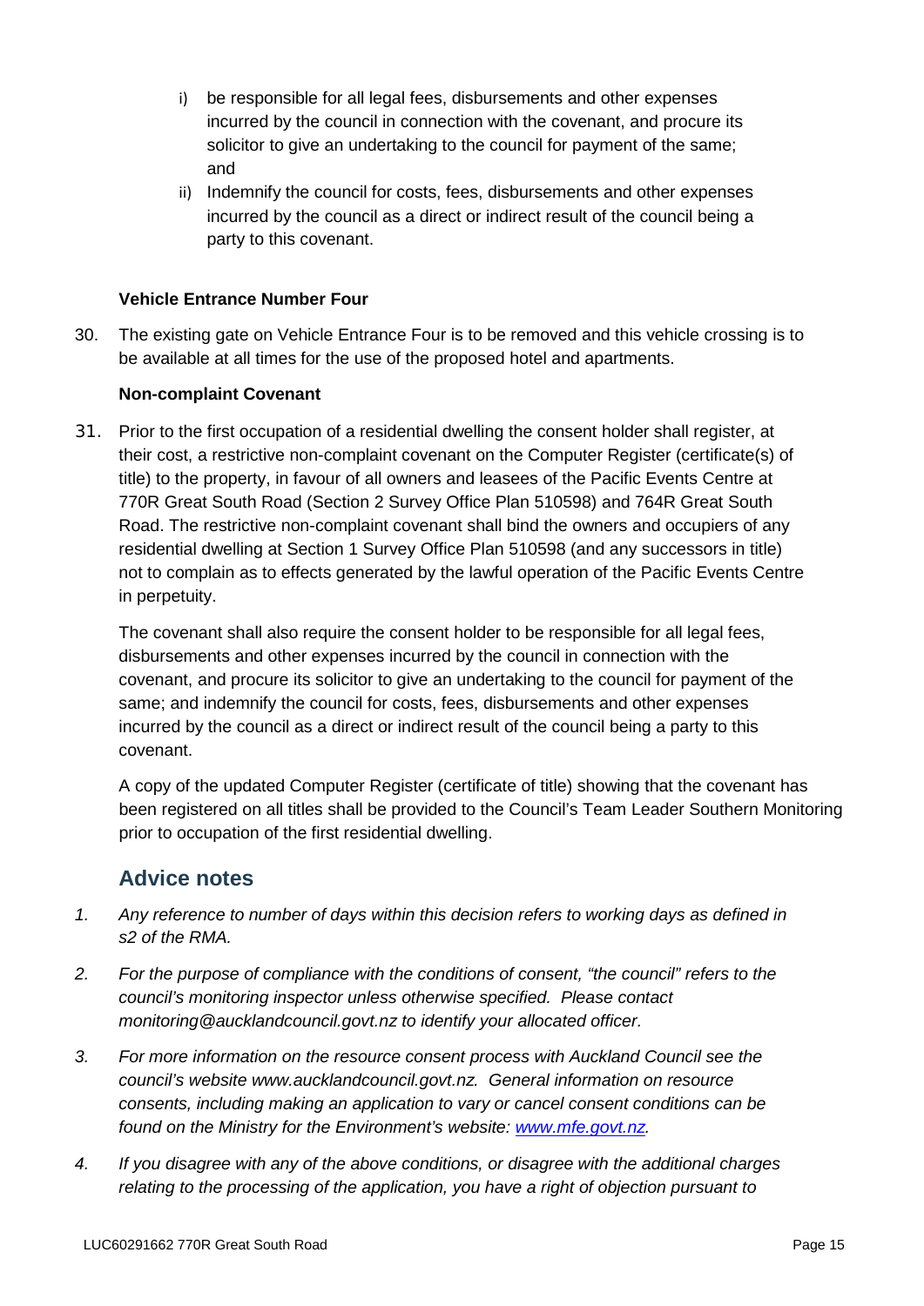i) be responsible for all legal fees, disbursements and other expenses incurred by the council in connection with the covenant, and procure its solicitor to give an undertaking to the council for payment of the same; and

ii) Indemnify the council for costs, fees, disbursements and other expenses incurred by the council as a direct or indirect result of the council being a party to this covenant.

**Vehicle Entrance Number Four**

30. The existing gate on Vehicle Entrance Four is to be removed and this vehicle crossing is to be available at all times for the use of the proposed hotel and apartments.

**Non-complaint Covenant**

31. Prior to the first occupation of a residential dwelling the consent holder shall register, at their cost, a restrictive non-complaint covenant on the Computer Register (certificate(s) of title) to the property, in favour of all owners and leasees of the Pacific Events Centre at 770R Great South Road (Section 2 Survey Office Plan 510598) and 764R Great South Road. The restrictive non-complaint covenant shall bind the owners and occupiers of any residential dwelling at Section 1 Survey Office Plan 510598 (and any successors in title) not to complain as to effects generated by the lawful operation of the Pacific Events Centre in perpetuity.

    The covenant shall also require the consent holder to be responsible for all legal fees, disbursements and other expenses incurred by the council in connection with the covenant, and procure its solicitor to give an undertaking to the council for payment of the same; and indemnify the council for costs, fees, disbursements and other expenses incurred by the council as a direct or indirect result of the council being a party to this covenant.

    A copy of the updated Computer Register (certificate of title) showing that the covenant has been registered on all titles shall be provided to the Council's Team Leader Southern Monitoring prior to occupation of the first residential dwelling.

## Advice notes

1. *Any reference to number of days within this decision refers to working days as defined in s2 of the RMA.*
2. *For the purpose of compliance with the conditions of consent, "the council" refers to the council's monitoring inspector unless otherwise specified. Please contact monitoring@aucklandcouncil.govt.nz to identify your allocated officer.*
3. *For more information on the resource consent process with Auckland Council see the council's website www.aucklandcouncil.govt.nz. General information on resource consents, including making an application to vary or cancel consent conditions can be found on the Ministry for the Environment's website: www.mfe.govt.nz.*
4. *If you disagree with any of the above conditions, or disagree with the additional charges relating to the processing of the application, you have a right of objection pursuant to*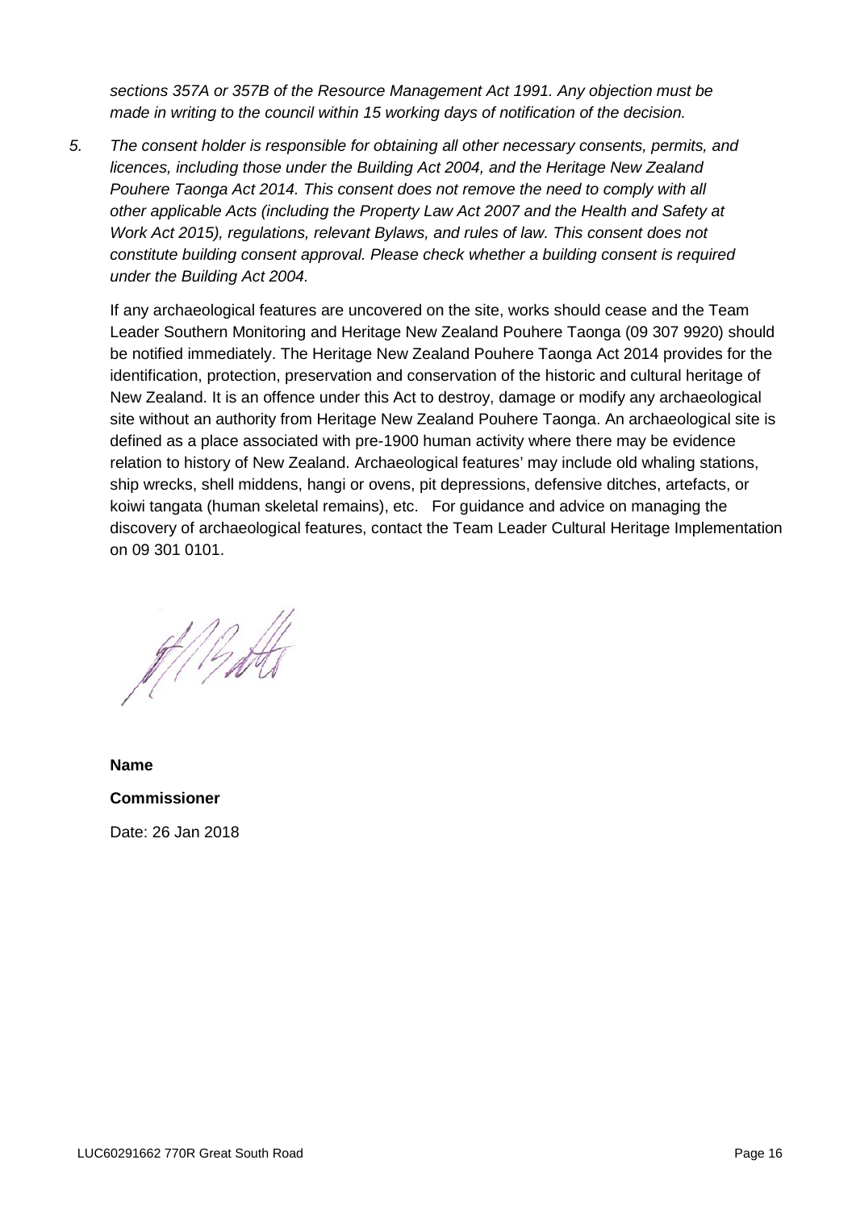*sections 357A or 357B of the Resource Management Act 1991. Any objection must be made in writing to the council within 15 working days of notification of the decision.*

5. *The consent holder is responsible for obtaining all other necessary consents, permits, and licences, including those under the Building Act 2004, and the Heritage New Zealand Pouhere Taonga Act 2014. This consent does not remove the need to comply with all other applicable Acts (including the Property Law Act 2007 and the Health and Safety at Work Act 2015), regulations, relevant Bylaws, and rules of law. This consent does not constitute building consent approval. Please check whether a building consent is required under the Building Act 2004.*

   If any archaeological features are uncovered on the site, works should cease and the Team Leader Southern Monitoring and Heritage New Zealand Pouhere Taonga (09 307 9920) should be notified immediately. The Heritage New Zealand Pouhere Taonga Act 2014 provides for the identification, protection, preservation and conservation of the historic and cultural heritage of New Zealand. It is an offence under this Act to destroy, damage or modify any archaeological site without an authority from Heritage New Zealand Pouhere Taonga. An archaeological site is defined as a place associated with pre-1900 human activity where there may be evidence relation to history of New Zealand. Archaeological features' may include old whaling stations, ship wrecks, shell middens, hangi or ovens, pit depressions, defensive ditches, artefacts, or koiwi tangata (human skeletal remains), etc. For guidance and advice on managing the discovery of archaeological features, contact the Team Leader Cultural Heritage Implementation on 09 301 0101.

**Name**

**Commissioner**

Date: 26 Jan 2018